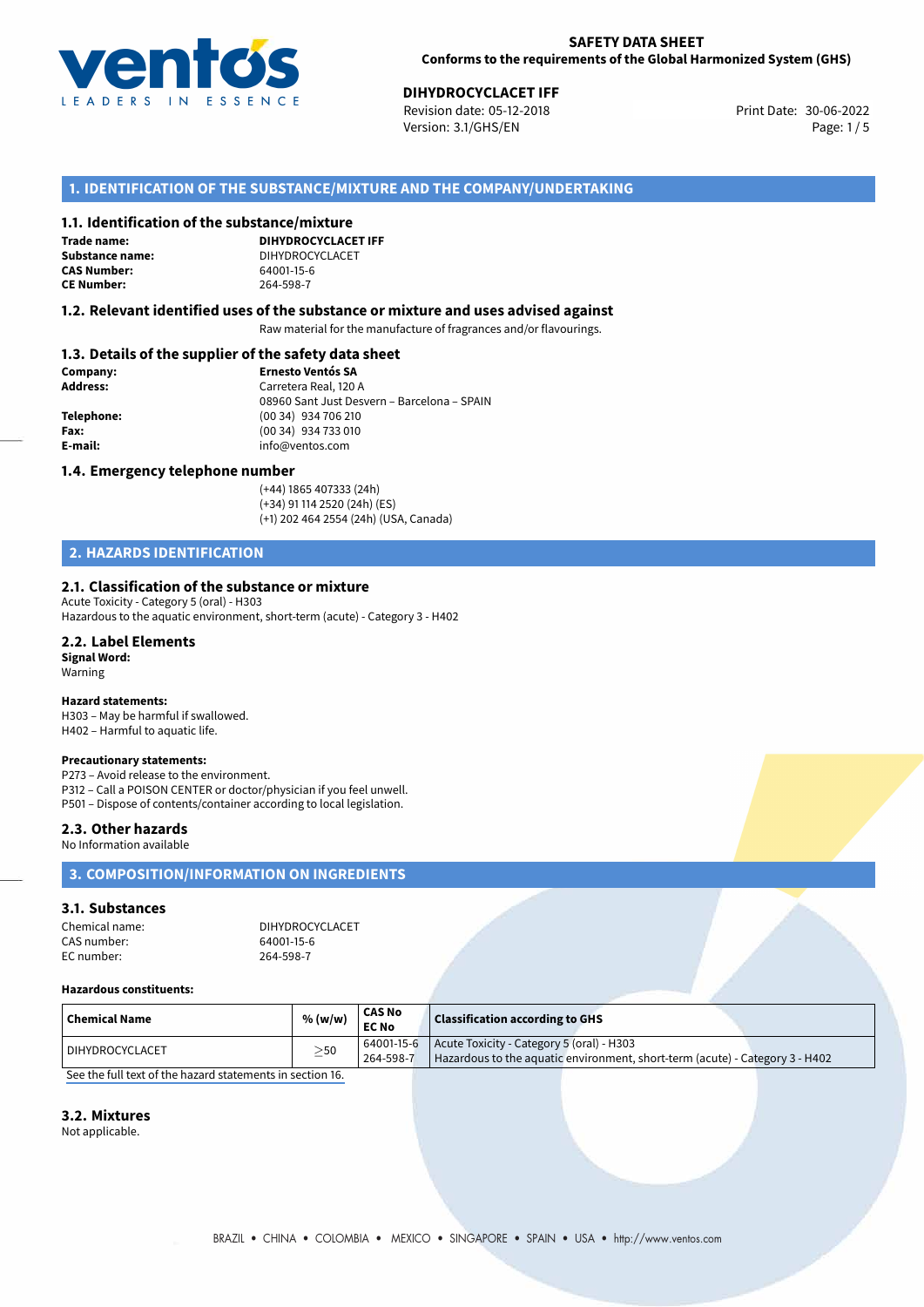**SAFETY DATA SHEET**
**Conforms to the requirements of the Global Harmonized System (GHS)**

**DIHYDROCYCLACET IFF**
Revision date: 05-12-2018
Version: 3.1/GHS/EN

Print Date: 30-06-2022

## 1. IDENTIFICATION OF THE SUBSTANCE/MIXTURE AND THE COMPANY/UNDERTAKING

### 1.1. Identification of the substance/mixture

**Trade name:** **DIHYDROCYCLACET IFF**
**Substance name:** DIHYDROCYCLACET
**CAS Number:** 64001-15-6
**CE Number:** 264-598-7

### 1.2. Relevant identified uses of the substance or mixture and uses advised against

Raw material for the manufacture of fragrances and/or flavourings.

### 1.3. Details of the supplier of the safety data sheet

**Company:** **Ernesto Ventós SA**
**Address:** Carretera Real, 120 A
08960 Sant Just Desvern – Barcelona – SPAIN
**Telephone:** (00 34) 934 706 210
**Fax:** (00 34) 934 733 010
**E-mail:** info@ventos.com

### 1.4. Emergency telephone number

(+44) 1865 407333 (24h)
(+34) 91 114 2520 (24h) (ES)
(+1) 202 464 2554 (24h) (USA, Canada)

## 2. HAZARDS IDENTIFICATION

### 2.1. Classification of the substance or mixture

Acute Toxicity - Category 5 (oral) - H303
Hazardous to the aquatic environment, short-term (acute) - Category 3 - H402

### 2.2. Label Elements

**Signal Word:**
Warning

**Hazard statements:**
H303 – May be harmful if swallowed.
H402 – Harmful to aquatic life.

**Precautionary statements:**
P273 – Avoid release to the environment.
P312 – Call a POISON CENTER or doctor/physician if you feel unwell.
P501 – Dispose of contents/container according to local legislation.

### 2.3. Other hazards

No Information available

## 3. COMPOSITION/INFORMATION ON INGREDIENTS

### 3.1. Substances

Chemical name: DIHYDROCYCLACET
CAS number: 64001-15-6
EC number: 264-598-7

**Hazardous constituents:**

| Chemical Name | % (w/w) | CAS No EC No | Classification according to GHS |
|---|---|---|---|
| DIHYDROCYCLACET | $\geq$50 | 64001-15-6 264-598-7 | Acute Toxicity - Category 5 (oral) - H303 Hazardous to the aquatic environment, short-term (acute) - Category 3 - H402 |

See the full text of the hazard statements in section 16.

### 3.2. Mixtures

Not applicable.

BRAZIL • CHINA • COLOMBIA • MEXICO • SINGAPORE • SPAIN • USA • http://www.ventos.com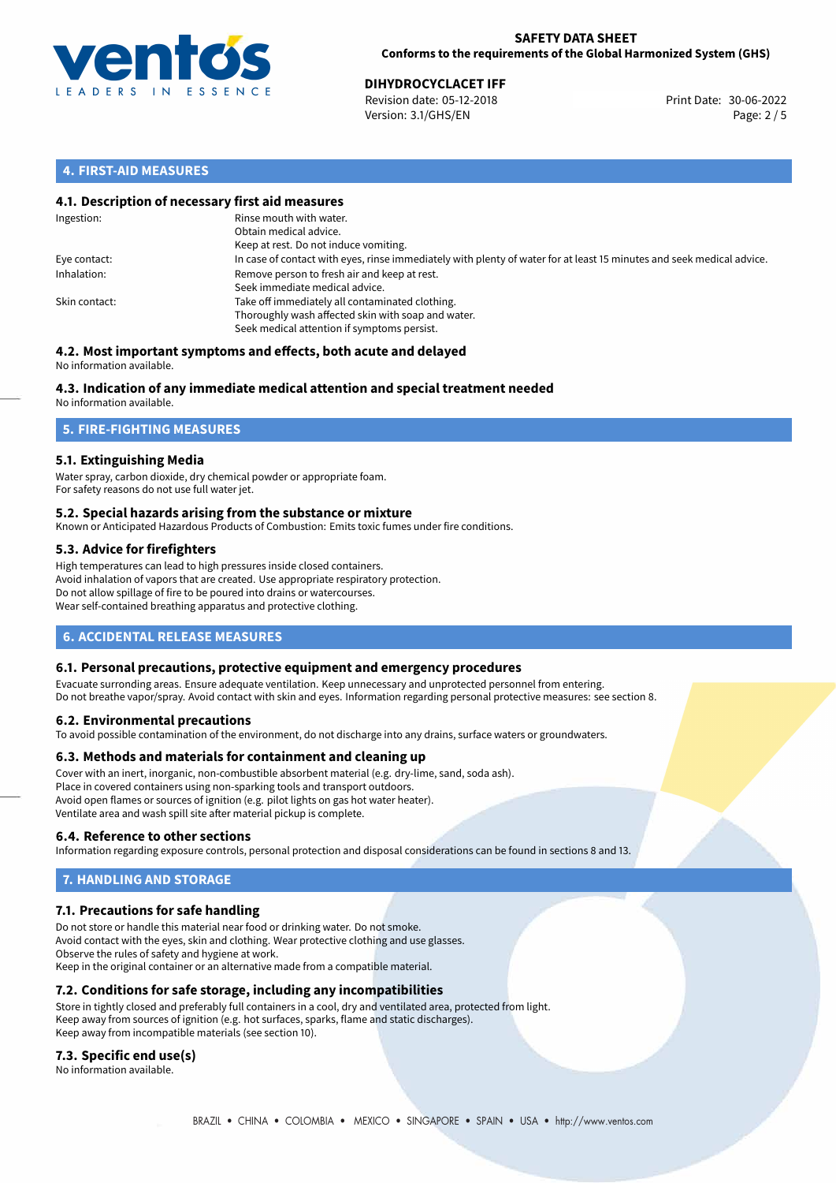## 4. FIRST-AID MEASURES

### 4.1. Description of necessary first aid measures

| | |
|---|---|
| Ingestion: | Rinse mouth with water.<br>Obtain medical advice.<br>Keep at rest. Do not induce vomiting. |
| Eye contact: | In case of contact with eyes, rinse immediately with plenty of water for at least 15 minutes and seek medical advice. |
| Inhalation: | Remove person to fresh air and keep at rest.<br>Seek immediate medical advice. |
| Skin contact: | Take off immediately all contaminated clothing.<br>Thoroughly wash affected skin with soap and water.<br>Seek medical attention if symptoms persist. |

### 4.2. Most important symptoms and effects, both acute and delayed

No information available.

### 4.3. Indication of any immediate medical attention and special treatment needed

No information available.

## 5. FIRE-FIGHTING MEASURES

### 5.1. Extinguishing Media

Water spray, carbon dioxide, dry chemical powder or appropriate foam.
For safety reasons do not use full water jet.

### 5.2. Special hazards arising from the substance or mixture

Known or Anticipated Hazardous Products of Combustion: Emits toxic fumes under fire conditions.

### 5.3. Advice for firefighters

High temperatures can lead to high pressures inside closed containers.
Avoid inhalation of vapors that are created. Use appropriate respiratory protection.
Do not allow spillage of fire to be poured into drains or watercourses.
Wear self-contained breathing apparatus and protective clothing.

## 6. ACCIDENTAL RELEASE MEASURES

### 6.1. Personal precautions, protective equipment and emergency procedures

Evacuate surronding areas. Ensure adequate ventilation. Keep unnecessary and unprotected personnel from entering.
Do not breathe vapor/spray. Avoid contact with skin and eyes. Information regarding personal protective measures: see section 8.

### 6.2. Environmental precautions

To avoid possible contamination of the environment, do not discharge into any drains, surface waters or groundwaters.

### 6.3. Methods and materials for containment and cleaning up

Cover with an inert, inorganic, non-combustible absorbent material (e.g. dry-lime, sand, soda ash).
Place in covered containers using non-sparking tools and transport outdoors.
Avoid open flames or sources of ignition (e.g. pilot lights on gas hot water heater).
Ventilate area and wash spill site after material pickup is complete.

### 6.4. Reference to other sections

Information regarding exposure controls, personal protection and disposal considerations can be found in sections 8 and 13.

## 7. HANDLING AND STORAGE

### 7.1. Precautions for safe handling

Do not store or handle this material near food or drinking water. Do not smoke.
Avoid contact with the eyes, skin and clothing. Wear protective clothing and use glasses.
Observe the rules of safety and hygiene at work.
Keep in the original container or an alternative made from a compatible material.

### 7.2. Conditions for safe storage, including any incompatibilities

Store in tightly closed and preferably full containers in a cool, dry and ventilated area, protected from light.
Keep away from sources of ignition (e.g. hot surfaces, sparks, flame and static discharges).
Keep away from incompatible materials (see section 10).

### 7.3. Specific end use(s)

No information available.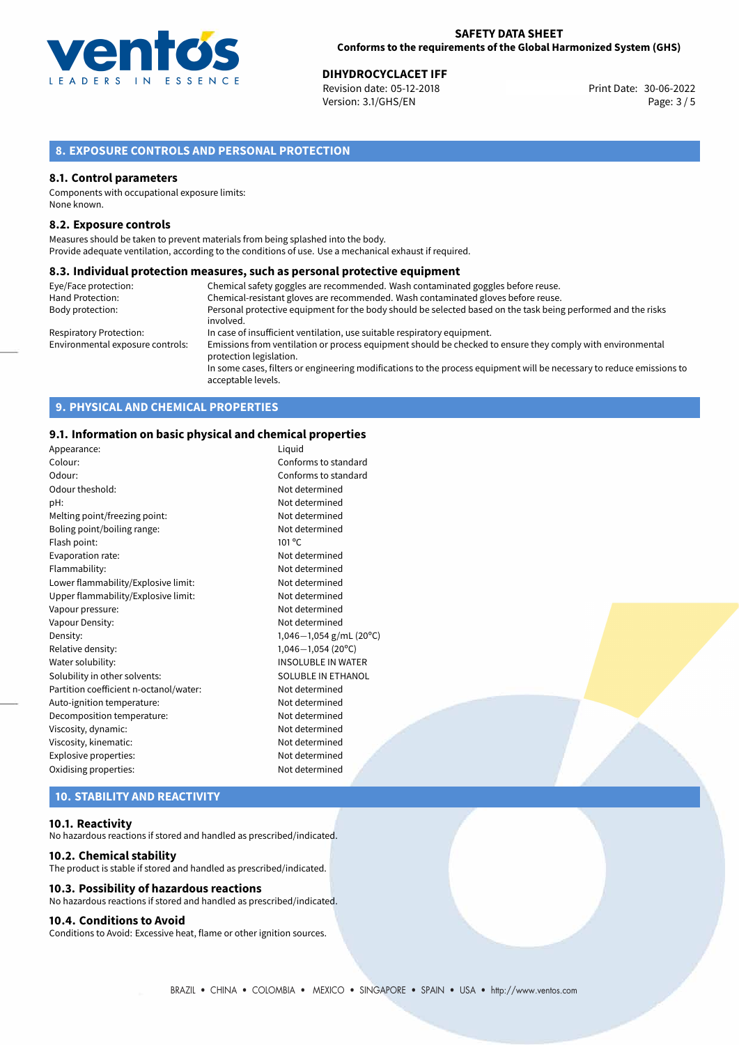## 8. EXPOSURE CONTROLS AND PERSONAL PROTECTION

### 8.1. Control parameters

Components with occupational exposure limits:
None known.

### 8.2. Exposure controls

Measures should be taken to prevent materials from being splashed into the body.
Provide adequate ventilation, according to the conditions of use. Use a mechanical exhaust if required.

### 8.3. Individual protection measures, such as personal protective equipment

| | |
|---|---|
| Eye/Face protection: | Chemical safety goggles are recommended. Wash contaminated goggles before reuse. |
| Hand Protection: | Chemical-resistant gloves are recommended. Wash contaminated gloves before reuse. |
| Body protection: | Personal protective equipment for the body should be selected based on the task being performed and the risks involved. |
| Respiratory Protection: | In case of insufficient ventilation, use suitable respiratory equipment. |
| Environmental exposure controls: | Emissions from ventilation or process equipment should be checked to ensure they comply with environmental protection legislation. In some cases, filters or engineering modifications to the process equipment will be necessary to reduce emissions to acceptable levels. |

## 9. PHYSICAL AND CHEMICAL PROPERTIES

### 9.1. Information on basic physical and chemical properties

| | |
|---|---|
| Appearance: | Liquid |
| Colour: | Conforms to standard |
| Odour: | Conforms to standard |
| Odour theshold: | Not determined |
| pH: | Not determined |
| Melting point/freezing point: | Not determined |
| Boling point/boiling range: | Not determined |
| Flash point: | 101 °C |
| Evaporation rate: | Not determined |
| Flammability: | Not determined |
| Lower flammability/Explosive limit: | Not determined |
| Upper flammability/Explosive limit: | Not determined |
| Vapour pressure: | Not determined |
| Vapour Density: | Not determined |
| Density: | 1,046−1,054 g/mL (20°C) |
| Relative density: | 1,046−1,054 (20°C) |
| Water solubility: | INSOLUBLE IN WATER |
| Solubility in other solvents: | SOLUBLE IN ETHANOL |
| Partition coefficient n-octanol/water: | Not determined |
| Auto-ignition temperature: | Not determined |
| Decomposition temperature: | Not determined |
| Viscosity, dynamic: | Not determined |
| Viscosity, kinematic: | Not determined |
| Explosive properties: | Not determined |
| Oxidising properties: | Not determined |

## 10. STABILITY AND REACTIVITY

### 10.1. Reactivity

No hazardous reactions if stored and handled as prescribed/indicated.

### 10.2. Chemical stability

The product is stable if stored and handled as prescribed/indicated.

### 10.3. Possibility of hazardous reactions

No hazardous reactions if stored and handled as prescribed/indicated.

### 10.4. Conditions to Avoid

Conditions to Avoid: Excessive heat, flame or other ignition sources.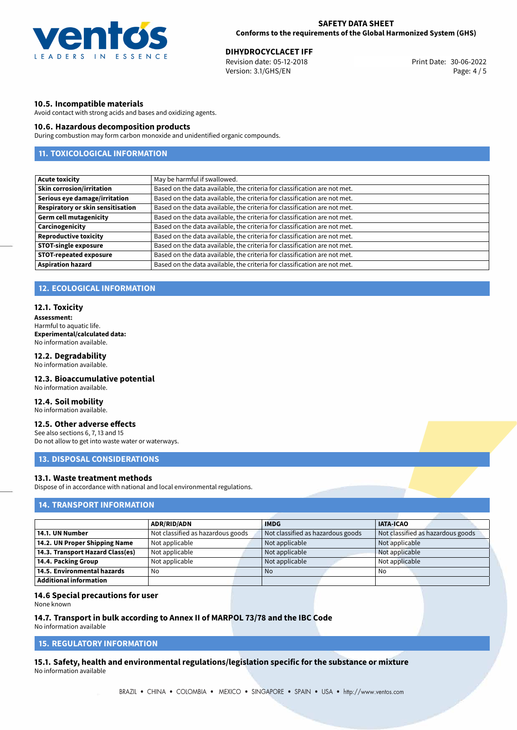### 10.5. Incompatible materials

Avoid contact with strong acids and bases and oxidizing agents.

### 10.6. Hazardous decomposition products

During combustion may form carbon monoxide and unidentified organic compounds.

## 11. TOXICOLOGICAL INFORMATION

| | |
|---|---|
| **Acute toxicity** | May be harmful if swallowed. |
| **Skin corrosion/irritation** | Based on the data available, the criteria for classification are not met. |
| **Serious eye damage/irritation** | Based on the data available, the criteria for classification are not met. |
| **Respiratory or skin sensitisation** | Based on the data available, the criteria for classification are not met. |
| **Germ cell mutagenicity** | Based on the data available, the criteria for classification are not met. |
| **Carcinogenicity** | Based on the data available, the criteria for classification are not met. |
| **Reproductive toxicity** | Based on the data available, the criteria for classification are not met. |
| **STOT-single exposure** | Based on the data available, the criteria for classification are not met. |
| **STOT-repeated exposure** | Based on the data available, the criteria for classification are not met. |
| **Aspiration hazard** | Based on the data available, the criteria for classification are not met. |

## 12. ECOLOGICAL INFORMATION

### 12.1. Toxicity

**Assessment:**
Harmful to aquatic life.
**Experimental/calculated data:**
No information available.

### 12.2. Degradability

No information available.

### 12.3. Bioaccumulative potential

No information available.

### 12.4. Soil mobility

No information available.

### 12.5. Other adverse effects

See also sections 6, 7, 13 and 15
Do not allow to get into waste water or waterways.

## 13. DISPOSAL CONSIDERATIONS

### 13.1. Waste treatment methods

Dispose of in accordance with national and local environmental regulations.

## 14. TRANSPORT INFORMATION

| | ADR/RID/ADN | IMDG | IATA-ICAO |
|---|---|---|---|
| **14.1. UN Number** | Not classified as hazardous goods | Not classified as hazardous goods | Not classified as hazardous goods |
| **14.2. UN Proper Shipping Name** | Not applicable | Not applicable | Not applicable |
| **14.3. Transport Hazard Class(es)** | Not applicable | Not applicable | Not applicable |
| **14.4. Packing Group** | Not applicable | Not applicable | Not applicable |
| **14.5. Environmental hazards** | No | No | No |
| **Additional information** | | | |

### 14.6 Special precautions for user

None known

### 14.7. Transport in bulk according to Annex II of MARPOL 73/78 and the IBC Code

No information available

## 15. REGULATORY INFORMATION

### 15.1. Safety, health and environmental regulations/legislation specific for the substance or mixture

No information available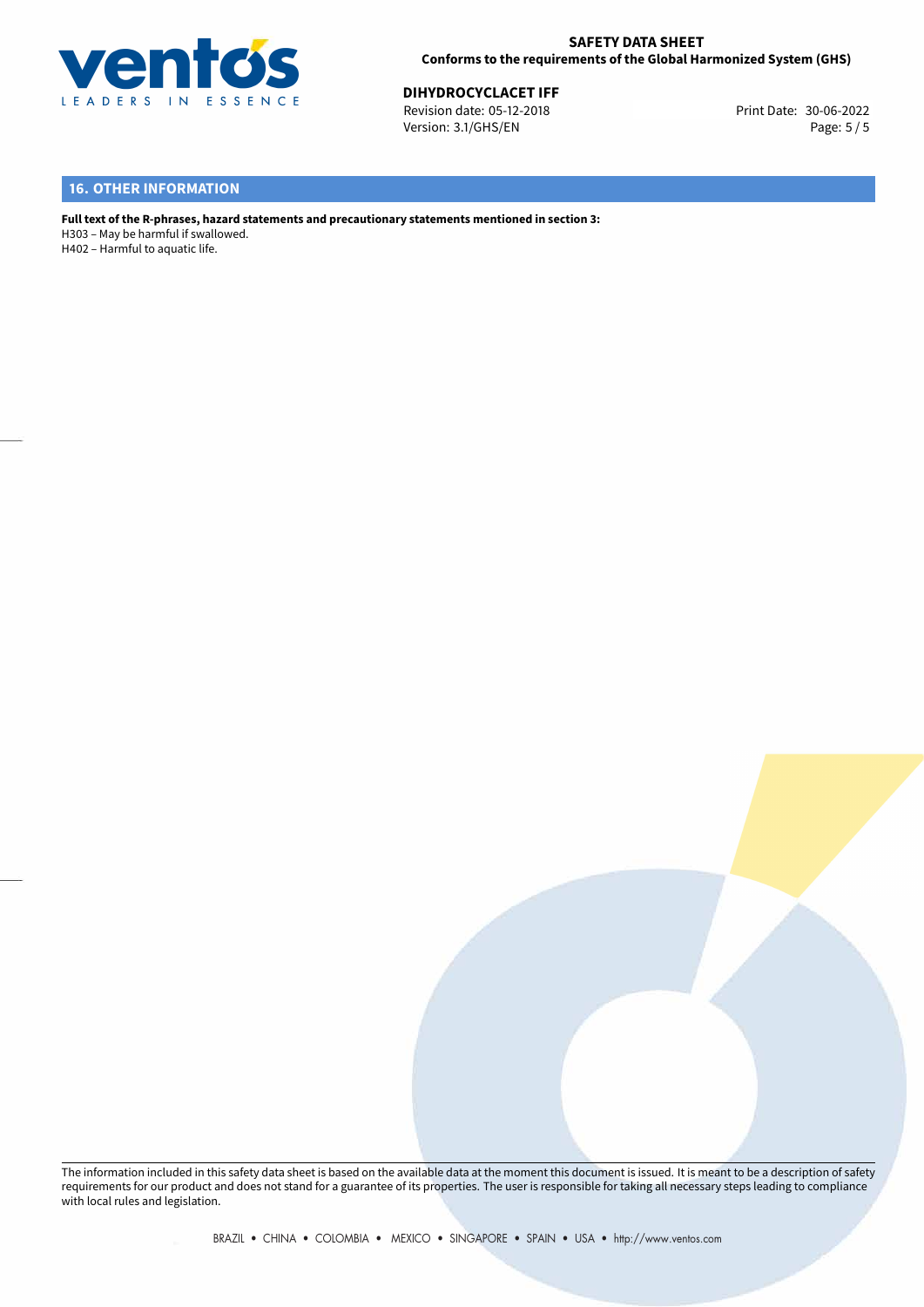## 16. OTHER INFORMATION

**Full text of the R-phrases, hazard statements and precautionary statements mentioned in section 3:**

H303 – May be harmful if swallowed.
H402 – Harmful to aquatic life.

The information included in this safety data sheet is based on the available data at the moment this document is issued. It is meant to be a description of safety requirements for our product and does not stand for a guarantee of its properties. The user is responsible for taking all necessary steps leading to compliance with local rules and legislation.